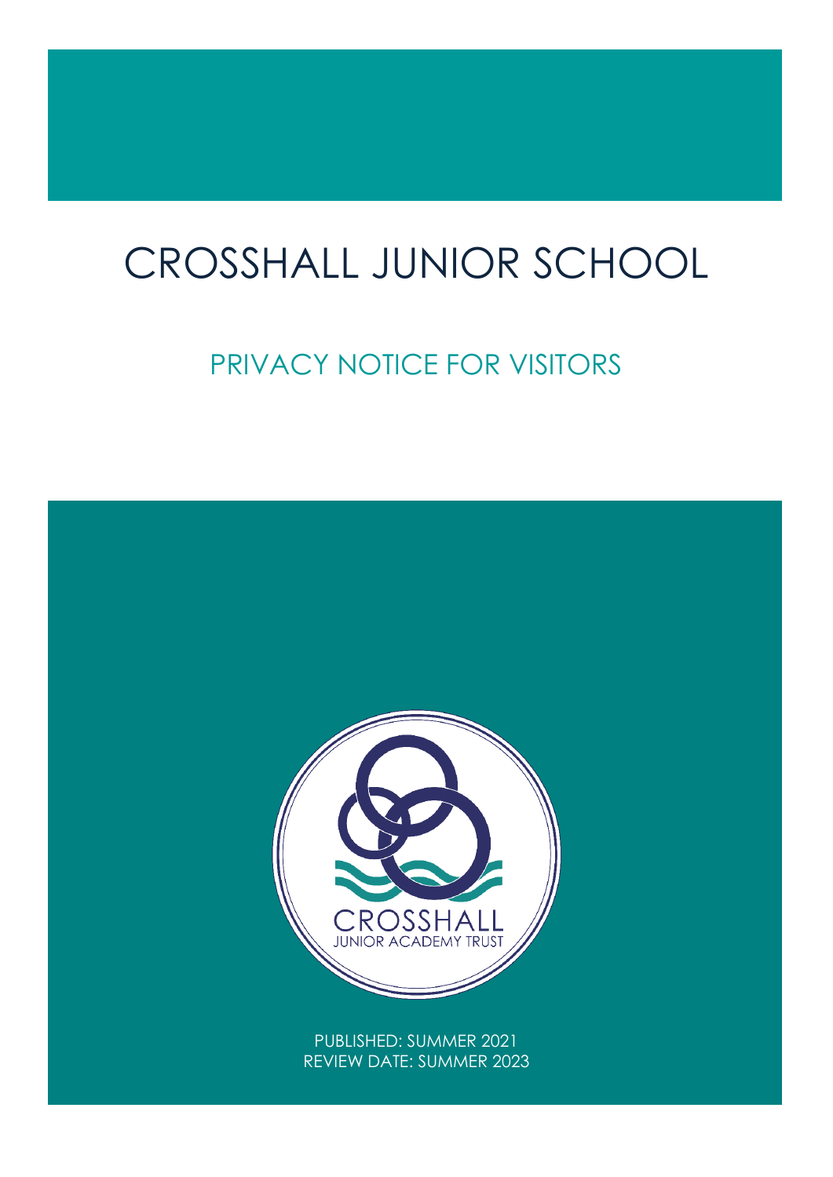# CROSSHALL JUNIOR SCHOOL

## PRIVACY NOTICE FOR VISITORS

CROSSHALL
JUNIOR ACADEMY TRUST

PUBLISHED: SUMMER 2021
REVIEW DATE: SUMMER 2023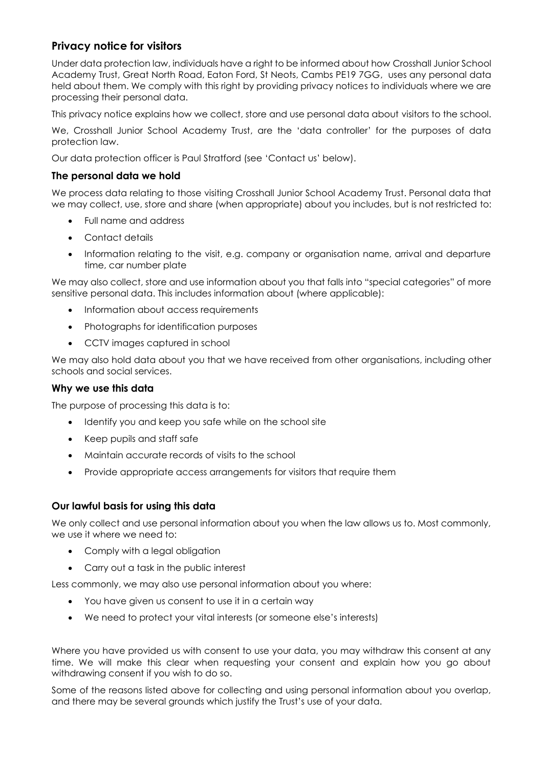## Privacy notice for visitors

Under data protection law, individuals have a right to be informed about how Crosshall Junior School Academy Trust, Great North Road, Eaton Ford, St Neots, Cambs PE19 7GG, uses any personal data held about them. We comply with this right by providing privacy notices to individuals where we are processing their personal data.

This privacy notice explains how we collect, store and use personal data about visitors to the school.

We, Crosshall Junior School Academy Trust, are the 'data controller' for the purposes of data protection law.

Our data protection officer is Paul Stratford (see 'Contact us' below).

### The personal data we hold

We process data relating to those visiting Crosshall Junior School Academy Trust. Personal data that we may collect, use, store and share (when appropriate) about you includes, but is not restricted to:

- Full name and address
- Contact details
- Information relating to the visit, e.g. company or organisation name, arrival and departure time, car number plate

We may also collect, store and use information about you that falls into "special categories" of more sensitive personal data. This includes information about (where applicable):

- Information about access requirements
- Photographs for identification purposes
- CCTV images captured in school

We may also hold data about you that we have received from other organisations, including other schools and social services.

### Why we use this data

The purpose of processing this data is to:

- Identify you and keep you safe while on the school site
- Keep pupils and staff safe
- Maintain accurate records of visits to the school
- Provide appropriate access arrangements for visitors that require them

### Our lawful basis for using this data

We only collect and use personal information about you when the law allows us to. Most commonly, we use it where we need to:

- Comply with a legal obligation
- Carry out a task in the public interest

Less commonly, we may also use personal information about you where:

- You have given us consent to use it in a certain way
- We need to protect your vital interests (or someone else's interests)

Where you have provided us with consent to use your data, you may withdraw this consent at any time. We will make this clear when requesting your consent and explain how you go about withdrawing consent if you wish to do so.

Some of the reasons listed above for collecting and using personal information about you overlap, and there may be several grounds which justify the Trust's use of your data.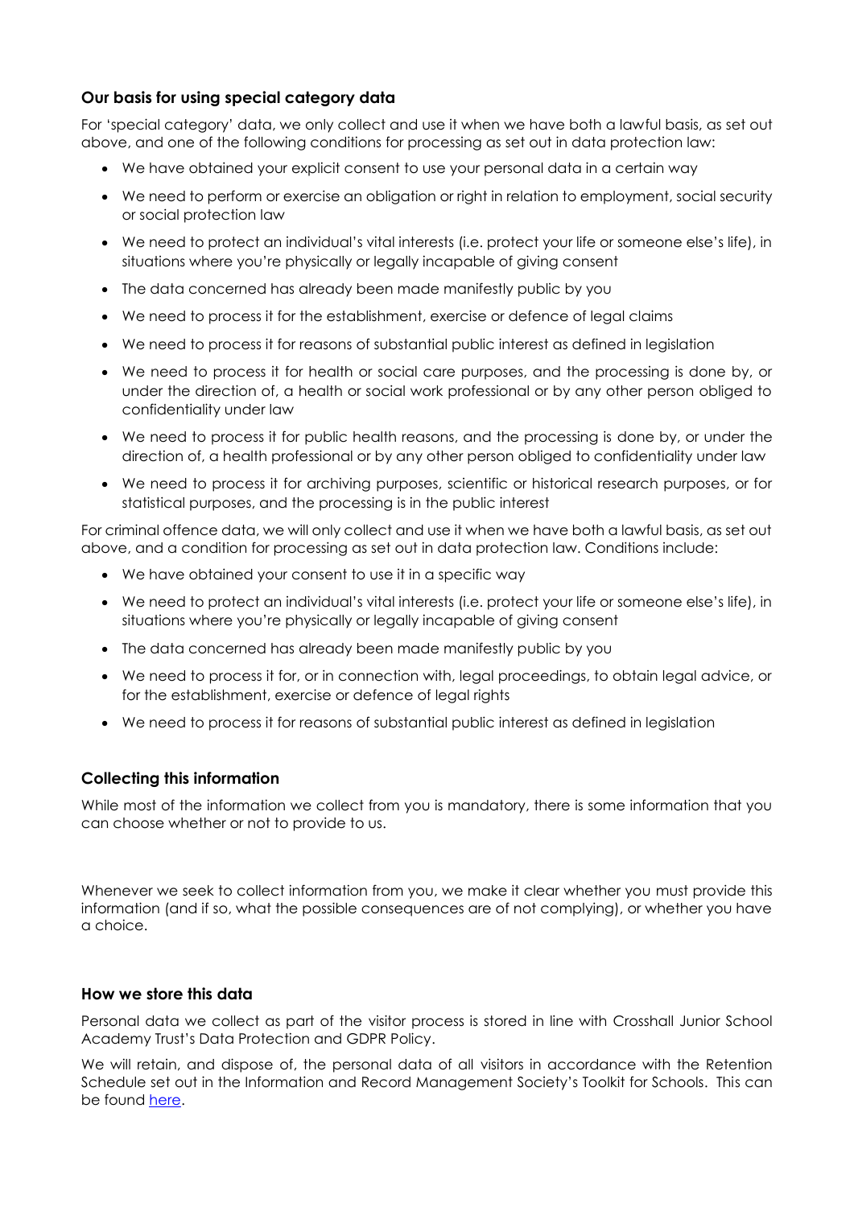### Our basis for using special category data

For 'special category' data, we only collect and use it when we have both a lawful basis, as set out above, and one of the following conditions for processing as set out in data protection law:

- We have obtained your explicit consent to use your personal data in a certain way
- We need to perform or exercise an obligation or right in relation to employment, social security or social protection law
- We need to protect an individual's vital interests (i.e. protect your life or someone else's life), in situations where you're physically or legally incapable of giving consent
- The data concerned has already been made manifestly public by you
- We need to process it for the establishment, exercise or defence of legal claims
- We need to process it for reasons of substantial public interest as defined in legislation
- We need to process it for health or social care purposes, and the processing is done by, or under the direction of, a health or social work professional or by any other person obliged to confidentiality under law
- We need to process it for public health reasons, and the processing is done by, or under the direction of, a health professional or by any other person obliged to confidentiality under law
- We need to process it for archiving purposes, scientific or historical research purposes, or for statistical purposes, and the processing is in the public interest

For criminal offence data, we will only collect and use it when we have both a lawful basis, as set out above, and a condition for processing as set out in data protection law. Conditions include:

- We have obtained your consent to use it in a specific way
- We need to protect an individual's vital interests (i.e. protect your life or someone else's life), in situations where you're physically or legally incapable of giving consent
- The data concerned has already been made manifestly public by you
- We need to process it for, or in connection with, legal proceedings, to obtain legal advice, or for the establishment, exercise or defence of legal rights
- We need to process it for reasons of substantial public interest as defined in legislation

### Collecting this information

While most of the information we collect from you is mandatory, there is some information that you can choose whether or not to provide to us.

Whenever we seek to collect information from you, we make it clear whether you must provide this information (and if so, what the possible consequences are of not complying), or whether you have a choice.

### How we store this data

Personal data we collect as part of the visitor process is stored in line with Crosshall Junior School Academy Trust's Data Protection and GDPR Policy.

We will retain, and dispose of, the personal data of all visitors in accordance with the Retention Schedule set out in the Information and Record Management Society's Toolkit for Schools. This can be found here.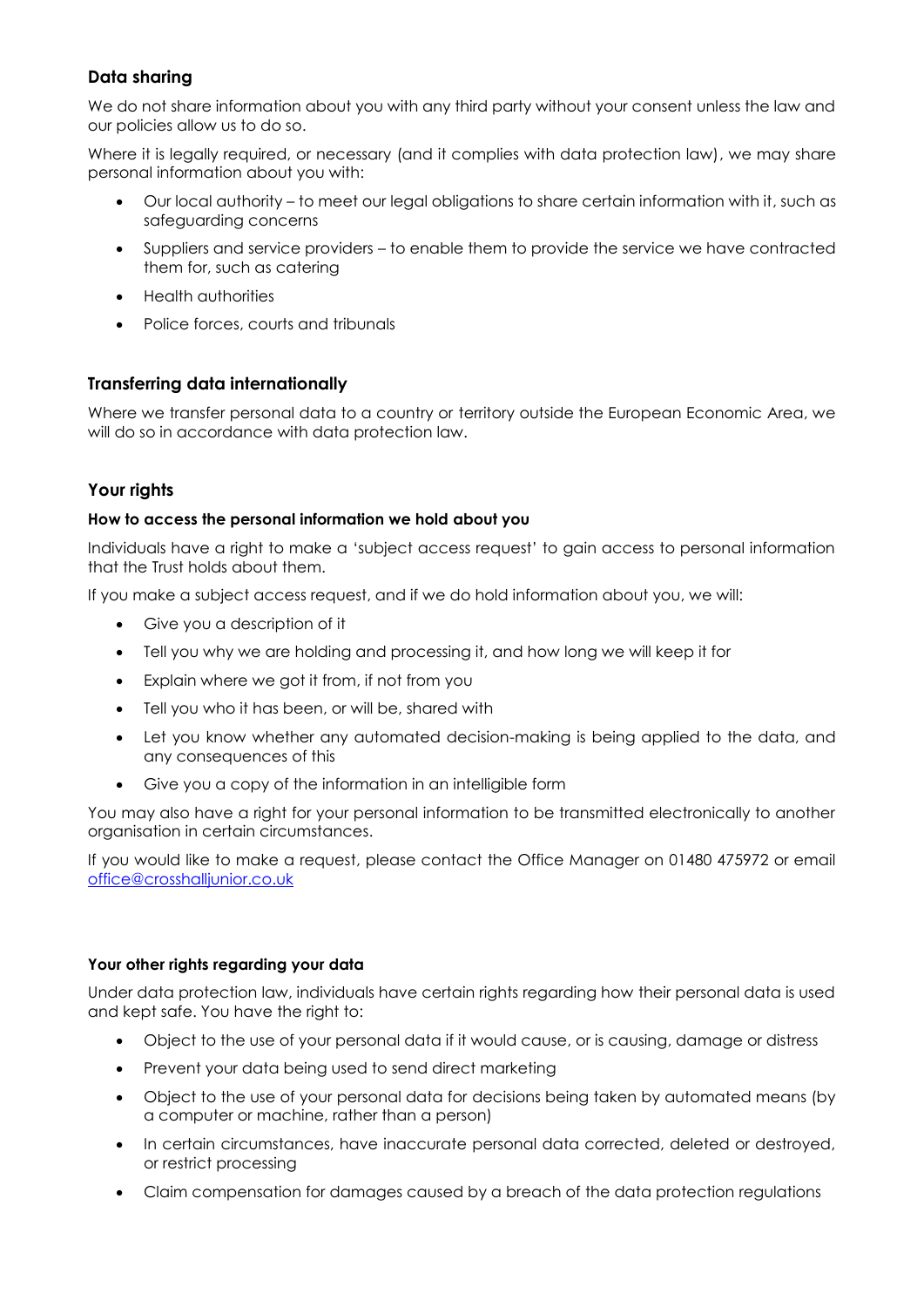## Data sharing

We do not share information about you with any third party without your consent unless the law and our policies allow us to do so.

Where it is legally required, or necessary (and it complies with data protection law), we may share personal information about you with:

- Our local authority – to meet our legal obligations to share certain information with it, such as safeguarding concerns
- Suppliers and service providers – to enable them to provide the service we have contracted them for, such as catering
- Health authorities
- Police forces, courts and tribunals

## Transferring data internationally

Where we transfer personal data to a country or territory outside the European Economic Area, we will do so in accordance with data protection law.

## Your rights

### How to access the personal information we hold about you

Individuals have a right to make a 'subject access request' to gain access to personal information that the Trust holds about them.

If you make a subject access request, and if we do hold information about you, we will:

- Give you a description of it
- Tell you why we are holding and processing it, and how long we will keep it for
- Explain where we got it from, if not from you
- Tell you who it has been, or will be, shared with
- Let you know whether any automated decision-making is being applied to the data, and any consequences of this
- Give you a copy of the information in an intelligible form

You may also have a right for your personal information to be transmitted electronically to another organisation in certain circumstances.

If you would like to make a request, please contact the Office Manager on 01480 475972 or email office@crosshalljunior.co.uk

### Your other rights regarding your data

Under data protection law, individuals have certain rights regarding how their personal data is used and kept safe. You have the right to:

- Object to the use of your personal data if it would cause, or is causing, damage or distress
- Prevent your data being used to send direct marketing
- Object to the use of your personal data for decisions being taken by automated means (by a computer or machine, rather than a person)
- In certain circumstances, have inaccurate personal data corrected, deleted or destroyed, or restrict processing
- Claim compensation for damages caused by a breach of the data protection regulations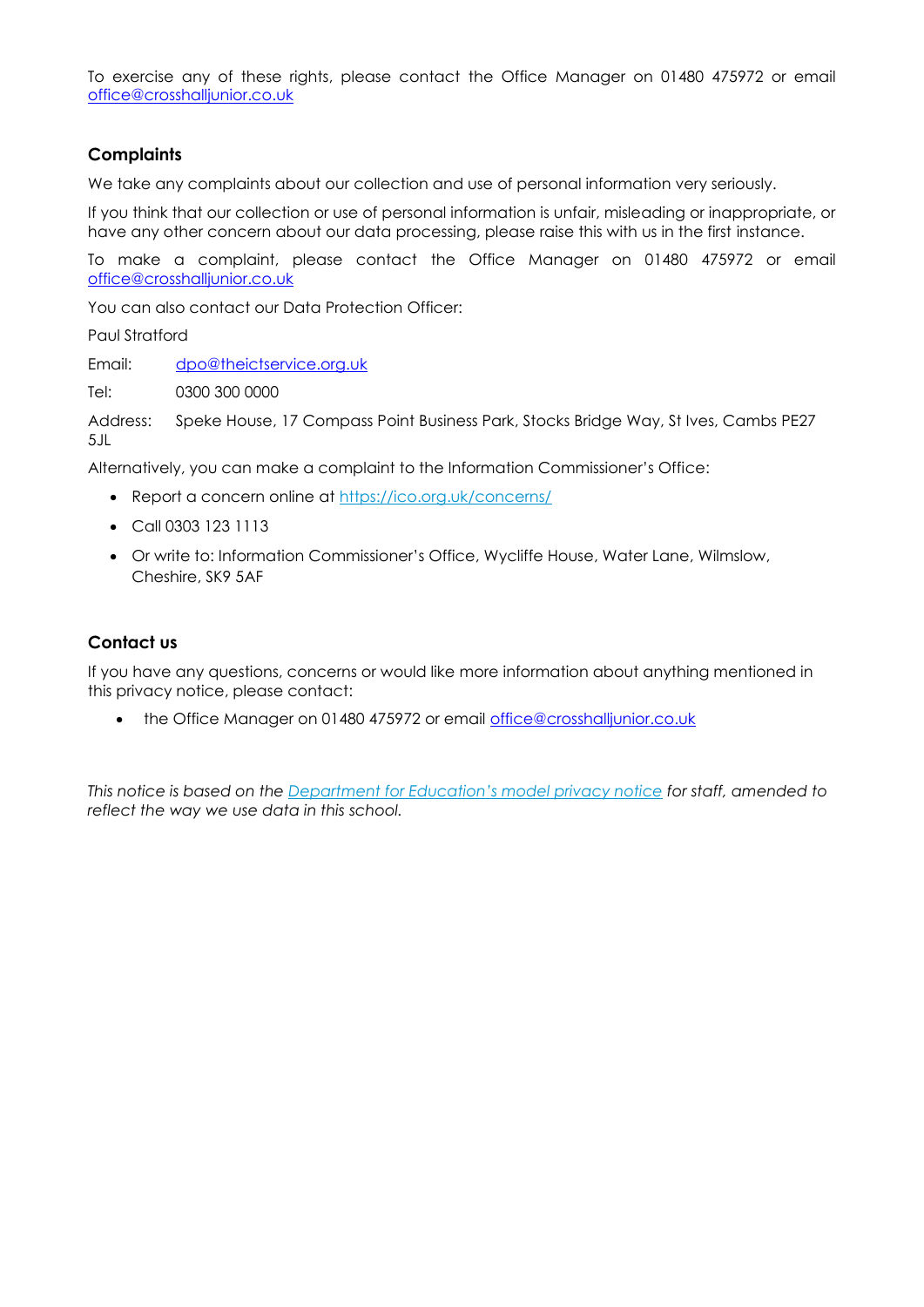To exercise any of these rights, please contact the Office Manager on 01480 475972 or email office@crosshalljunior.co.uk

## Complaints

We take any complaints about our collection and use of personal information very seriously.

If you think that our collection or use of personal information is unfair, misleading or inappropriate, or have any other concern about our data processing, please raise this with us in the first instance.

To make a complaint, please contact the Office Manager on 01480 475972 or email office@crosshalljunior.co.uk

You can also contact our Data Protection Officer:

Paul Stratford

Email: dpo@theictservice.org.uk

Tel: 0300 300 0000

Address: Speke House, 17 Compass Point Business Park, Stocks Bridge Way, St Ives, Cambs PE27 5JL

Alternatively, you can make a complaint to the Information Commissioner's Office:

- Report a concern online at https://ico.org.uk/concerns/
- Call 0303 123 1113
- Or write to: Information Commissioner's Office, Wycliffe House, Water Lane, Wilmslow, Cheshire, SK9 5AF

## Contact us

If you have any questions, concerns or would like more information about anything mentioned in this privacy notice, please contact:

- the Office Manager on 01480 475972 or email office@crosshalljunior.co.uk

*This notice is based on the Department for Education's model privacy notice for staff, amended to reflect the way we use data in this school.*